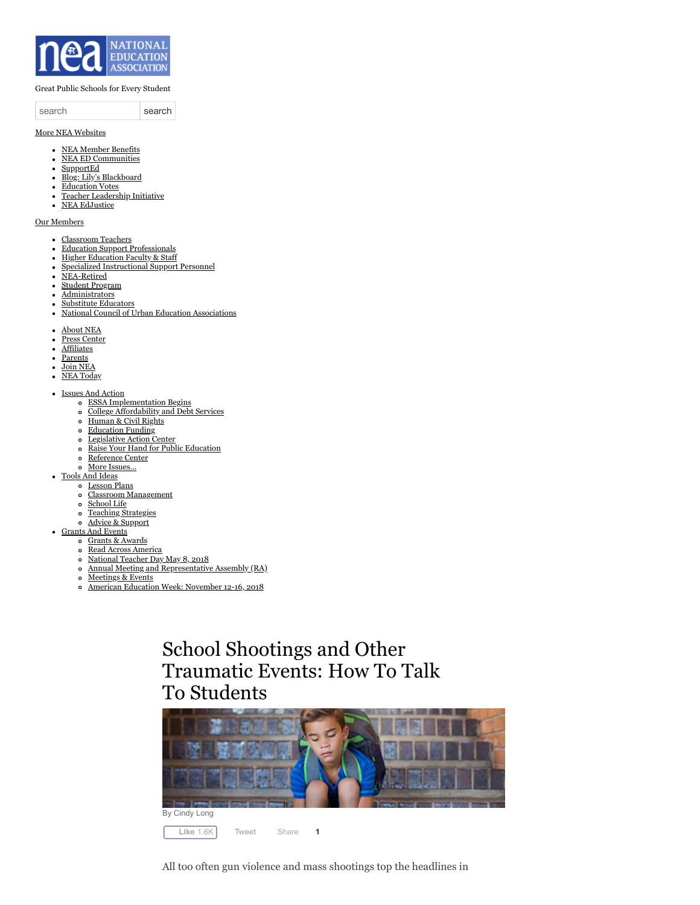Great Public Schools for Every Student

search | search

More NEA Websites

- NEA Member Benefits
- NEA ED Communities
- SupportEd
- Blog: Lily's Blackboard
- Education Votes
- Teacher Leadership Initiative
- NEA EdJustice

Our Members

- Classroom Teachers
- Education Support Professionals
- Higher Education Faculty & Staff
- Specialized Instructional Support Personnel
- NEA-Retired
- Student Program
- Administrators
- Substitute Educators
- National Council of Urban Education Associations

- About NEA
- Press Center
- Affiliates
- Parents
- Join NEA
- NEA Today

- Issues And Action
  - ESSA Implementation Begins
  - College Affordability and Debt Services
  - Human & Civil Rights
  - Education Funding
  - Legislative Action Center
  - Raise Your Hand for Public Education
  - Reference Center
  - More Issues...
- Tools And Ideas
  - Lesson Plans
  - Classroom Management
  - School Life
  - Teaching Strategies
  - Advice & Support
- Grants And Events
  - Grants & Awards
  - Read Across America
  - National Teacher Day May 8, 2018
  - Annual Meeting and Representative Assembly (RA)
  - Meetings & Events
  - American Education Week: November 12-16, 2018

# School Shootings and Other Traumatic Events: How To Talk To Students

By Cindy Long

Like 1.6K Tweet Share 1

All too often gun violence and mass shootings top the headlines in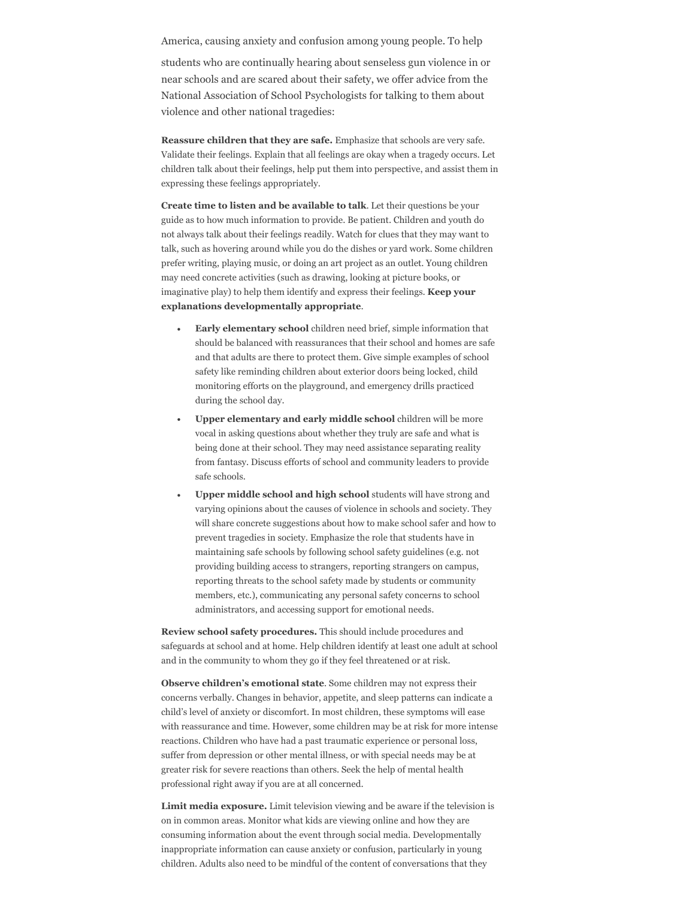America, causing anxiety and confusion among young people. To help students who are continually hearing about senseless gun violence in or near schools and are scared about their safety, we offer advice from the National Association of School Psychologists for talking to them about violence and other national tragedies:

**Reassure children that they are safe.** Emphasize that schools are very safe. Validate their feelings. Explain that all feelings are okay when a tragedy occurs. Let children talk about their feelings, help put them into perspective, and assist them in expressing these feelings appropriately.

**Create time to listen and be available to talk**. Let their questions be your guide as to how much information to provide. Be patient. Children and youth do not always talk about their feelings readily. Watch for clues that they may want to talk, such as hovering around while you do the dishes or yard work. Some children prefer writing, playing music, or doing an art project as an outlet. Young children may need concrete activities (such as drawing, looking at picture books, or imaginative play) to help them identify and express their feelings. **Keep your explanations developmentally appropriate**.

- **Early elementary school** children need brief, simple information that should be balanced with reassurances that their school and homes are safe and that adults are there to protect them. Give simple examples of school safety like reminding children about exterior doors being locked, child monitoring efforts on the playground, and emergency drills practiced during the school day.
- **Upper elementary and early middle school** children will be more vocal in asking questions about whether they truly are safe and what is being done at their school. They may need assistance separating reality from fantasy. Discuss efforts of school and community leaders to provide safe schools.
- **Upper middle school and high school** students will have strong and varying opinions about the causes of violence in schools and society. They will share concrete suggestions about how to make school safer and how to prevent tragedies in society. Emphasize the role that students have in maintaining safe schools by following school safety guidelines (e.g. not providing building access to strangers, reporting strangers on campus, reporting threats to the school safety made by students or community members, etc.), communicating any personal safety concerns to school administrators, and accessing support for emotional needs.

**Review school safety procedures.** This should include procedures and safeguards at school and at home. Help children identify at least one adult at school and in the community to whom they go if they feel threatened or at risk.

**Observe children's emotional state**. Some children may not express their concerns verbally. Changes in behavior, appetite, and sleep patterns can indicate a child's level of anxiety or discomfort. In most children, these symptoms will ease with reassurance and time. However, some children may be at risk for more intense reactions. Children who have had a past traumatic experience or personal loss, suffer from depression or other mental illness, or with special needs may be at greater risk for severe reactions than others. Seek the help of mental health professional right away if you are at all concerned.

**Limit media exposure.** Limit television viewing and be aware if the television is on in common areas. Monitor what kids are viewing online and how they are consuming information about the event through social media. Developmentally inappropriate information can cause anxiety or confusion, particularly in young children. Adults also need to be mindful of the content of conversations that they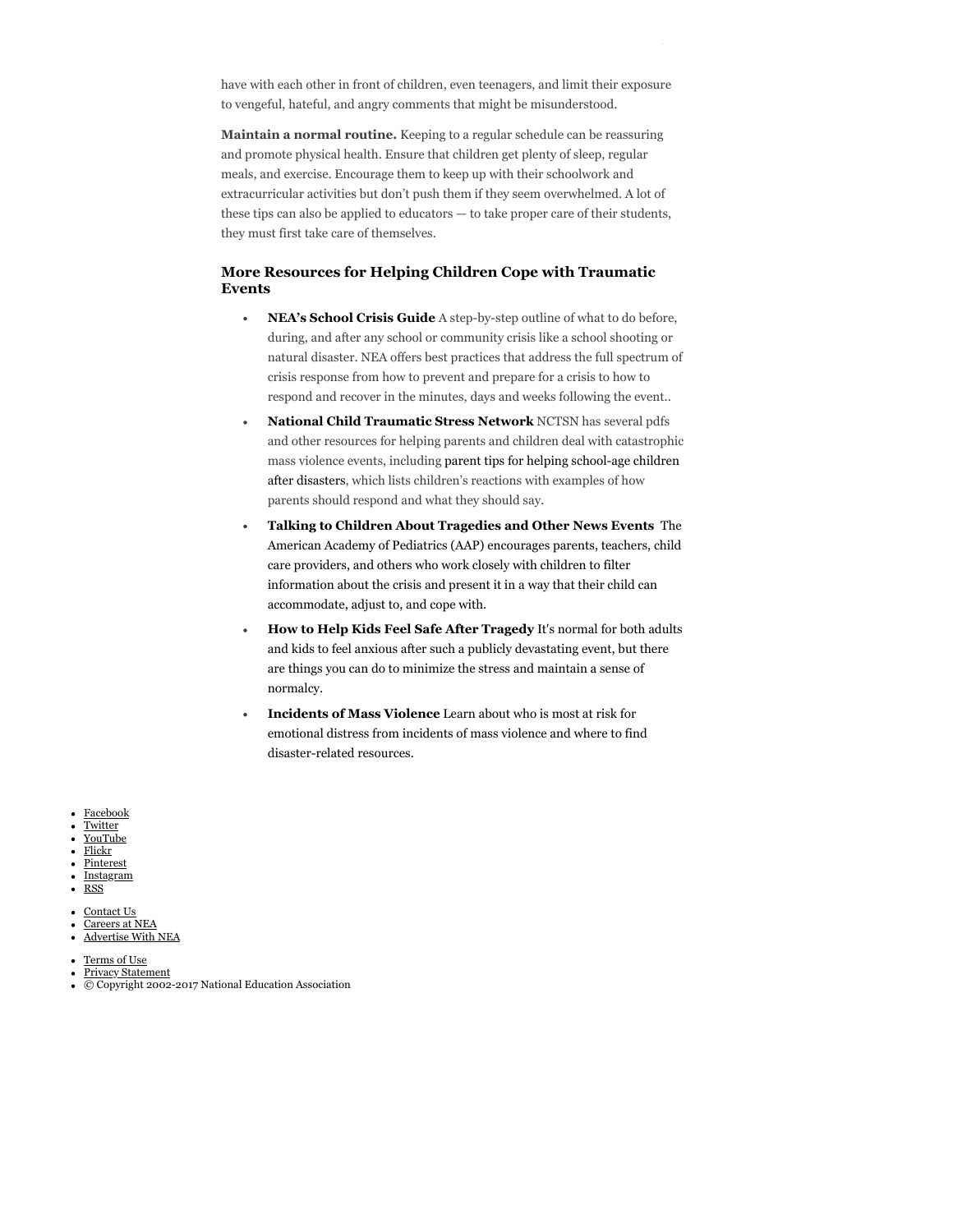have with each other in front of children, even teenagers, and limit their exposure to vengeful, hateful, and angry comments that might be misunderstood.

**Maintain a normal routine.** Keeping to a regular schedule can be reassuring and promote physical health. Ensure that children get plenty of sleep, regular meals, and exercise. Encourage them to keep up with their schoolwork and extracurricular activities but don't push them if they seem overwhelmed. A lot of these tips can also be applied to educators — to take proper care of their students, they must first take care of themselves.

### More Resources for Helping Children Cope with Traumatic Events

- **NEA's School Crisis Guide** A step-by-step outline of what to do before, during, and after any school or community crisis like a school shooting or natural disaster. NEA offers best practices that address the full spectrum of crisis response from how to prevent and prepare for a crisis to how to respond and recover in the minutes, days and weeks following the event..
- **National Child Traumatic Stress Network** NCTSN has several pdfs and other resources for helping parents and children deal with catastrophic mass violence events, including parent tips for helping school-age children after disasters, which lists children's reactions with examples of how parents should respond and what they should say.
- **Talking to Children About Tragedies and Other News Events** The American Academy of Pediatrics (AAP) encourages parents, teachers, child care providers, and others who work closely with children to filter information about the crisis and present it in a way that their child can accommodate, adjust to, and cope with.
- **How to Help Kids Feel Safe After Tragedy** It's normal for both adults and kids to feel anxious after such a publicly devastating event, but there are things you can do to minimize the stress and maintain a sense of normalcy.
- **Incidents of Mass Violence** Learn about who is most at risk for emotional distress from incidents of mass violence and where to find disaster-related resources.

- Facebook
- Twitter
- YouTube
- Flickr
- Pinterest
- Instagram
- RSS

- Contact Us
- Careers at NEA
- Advertise With NEA

- Terms of Use
- Privacy Statement
- © Copyright 2002-2017 National Education Association